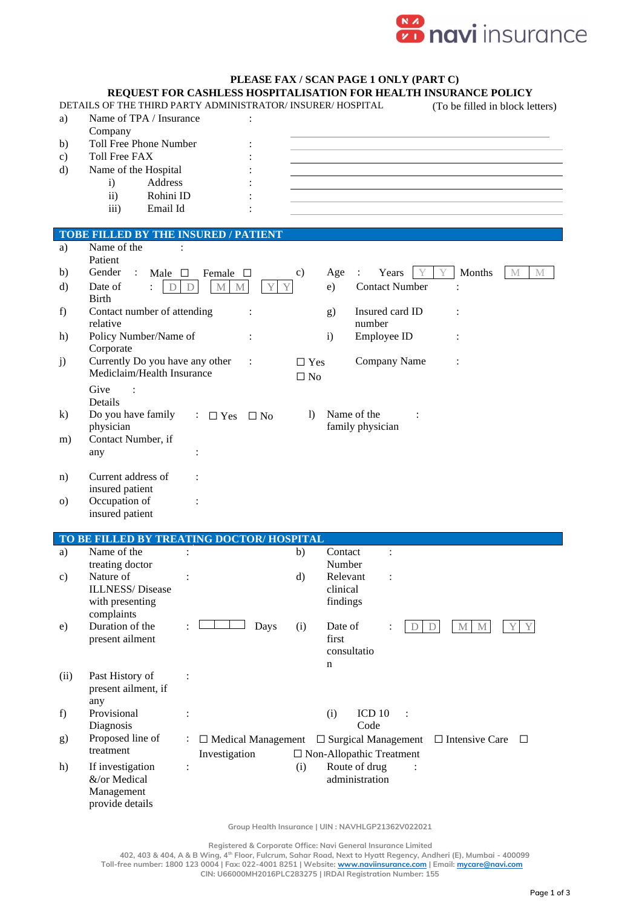navi insurance

**PLEASE FAX / SCAN PAGE 1 ONLY (PART C)**

**REQUEST FOR CASHLESS HOSPITALISATION FOR HEALTH INSURANCE POLICY**

DETAILS OF THE THIRD PARTY ADMINISTRATOR/ INSURER/ HOSPITAL (To be filled in block letters)

a) Name of TPA / Insurance Company : ____________________

b) Toll Free Phone Number : ____________________

c) Toll Free FAX : ____________________

d) Name of the Hospital : ____________________

- i) Address : ____________________
- ii) Rohini ID : ____________________
- iii) Email Id : ____________________

## TOBE FILLED BY THE INSURED / PATIENT

a) Name of the Patient :

b) Gender : Male ☐ Female ☐

c) Age : Years [Y | Y] Months [M | M]

d) Date of Birth : [D | D] [M | M] [Y | Y]

e) Contact Number :

f) Contact number of attending relative :

g) Insured card ID number :

h) Policy Number/Name of Corporate :

i) Employee ID :

j) Currently Do you have any other Mediclaim/Health Insurance : ☐ Yes ☐ No Company Name :

Give Details :

k) Do you have family physician : ☐ Yes ☐ No

l) Name of the family physician :

m) Contact Number, if any :

n) Current address of insured patient :

o) Occupation of insured patient :

## TO BE FILLED BY TREATING DOCTOR/ HOSPITAL

a) Name of the treating doctor :

b) Contact Number :

c) Nature of ILLNESS/ Disease with presenting complaints :

d) Relevant clinical findings :

e) Duration of the present ailment : [ | | ] Days

(i) Date of first consultation : [D | D] [M | M] [Y | Y]

(ii) Past History of present ailment, if any :

f) Provisional Diagnosis :

(i) ICD 10 Code :

g) Proposed line of treatment : ☐ Medical Management ☐ Surgical Management ☐ Intensive Care ☐ Investigation ☐ Non-Allopathic Treatment

h) If investigation &/or Medical Management provide details :

(i) Route of drug administration :

Group Health Insurance | UIN : NAVHLGP21362V022021

Registered & Corporate Office: Navi General Insurance Limited
402, 403 & 404, A & B Wing, 4th Floor, Fulcrum, Sahar Road, Next to Hyatt Regency, Andheri (E), Mumbai - 400099
Toll-free number: 1800 123 0004 | Fax: 022-4001 8251 | Website: www.naviinsurance.com | Email: mycare@navi.com
CIN: U66000MH2016PLC283275 | IRDAI Registration Number: 155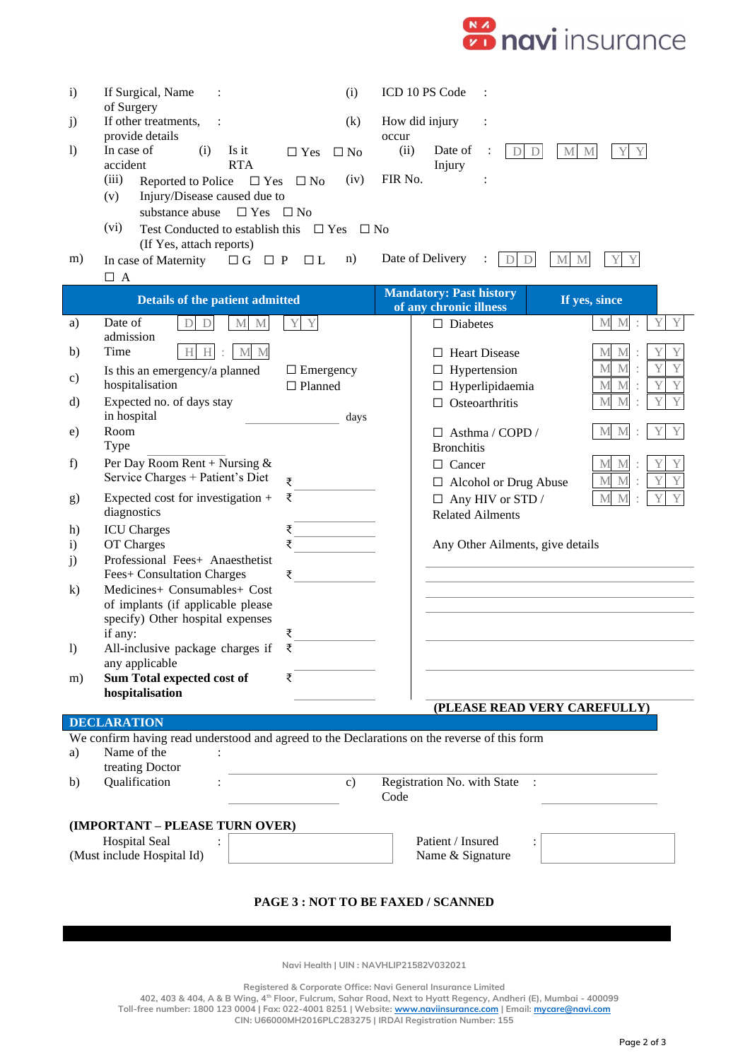| | | | | | |
|---|---|---|---|---|---|
| i) | If Surgical, Name of Surgery | : | (i) | ICD 10 PS Code | : |
| j) | If other treatments, provide details | : | (k) | How did injury occur | : |
| l) | In case of accident | (i) Is it RTA ☐ Yes ☐ No | (ii) | Date of Injury | : D D M M Y Y |
| | (iii) Reported to Police ☐ Yes ☐ No | | (iv) | FIR No. | : |
| | (v) Injury/Disease caused due to substance abuse ☐ Yes ☐ No | | | | |
| | (vi) Test Conducted to establish this ☐ Yes ☐ No (If Yes, attach reports) | | | | |
| m) | In case of Maternity ☐ G ☐ P ☐ L ☐ A | | n) | Date of Delivery | : D D M M Y Y |

| | Details of the patient admitted | | | Mandatory: Past history of any chronic illness | If yes, since |
|---|---|---|---|---|---|
| a) | Date of admission | D D M M Y Y | | ☐ Diabetes | M M : Y Y |
| b) | Time | H H : M M | | ☐ Heart Disease | M M : Y Y |
| c) | Is this an emergency/a planned hospitalisation | ☐ Emergency ☐ Planned | | ☐ Hypertension | M M : Y Y |
| | | | | ☐ Hyperlipidaemia | M M : Y Y |
| d) | Expected no. of days stay in hospital | days | | ☐ Osteoarthritis | M M : Y Y |
| e) | Room Type | | | ☐ Asthma / COPD / Bronchitis | M M : Y Y |
| f) | Per Day Room Rent + Nursing & Service Charges + Patient's Diet | ₹ | | ☐ Cancer | M M : Y Y |
| | | | | ☐ Alcohol or Drug Abuse | M M : Y Y |
| g) | Expected cost for investigation + diagnostics | ₹ | | ☐ Any HIV or STD / Related Ailments | M M : Y Y |
| h) | ICU Charges | ₹ | | | |
| i) | OT Charges | ₹ | | Any Other Ailments, give details | |
| j) | Professional Fees+ Anaesthetist Fees+ Consultation Charges | ₹ | | | |
| k) | Medicines+ Consumables+ Cost of implants (if applicable please specify) Other hospital expenses if any: | ₹ | | | |
| l) | All-inclusive package charges if any applicable | ₹ | | | |
| m) | **Sum Total expected cost of hospitalisation** | ₹ | | | |

**(PLEASE READ VERY CAREFULLY)**

## DECLARATION

We confirm having read understood and agreed to the Declarations on the reverse of this form

a) Name of the treating Doctor :

b) Qualification :

c) Registration No. with State Code :

**(IMPORTANT – PLEASE TURN OVER)**

Hospital Seal (Must include Hospital Id) :

Patient / Insured Name & Signature :

**PAGE 3 : NOT TO BE FAXED / SCANNED**

Navi Health | UIN : NAVHLIP21582V032021

Registered & Corporate Office: Navi General Insurance Limited
402, 403 & 404, A & B Wing, 4th Floor, Fulcrum, Sahar Road, Next to Hyatt Regency, Andheri (E), Mumbai - 400099
Toll-free number: 1800 123 0004 | Fax: 022-4001 8251 | Website: www.naviinsurance.com | Email: mycare@navi.com
CIN: U66000MH2016PLC283275 | IRDAI Registration Number: 155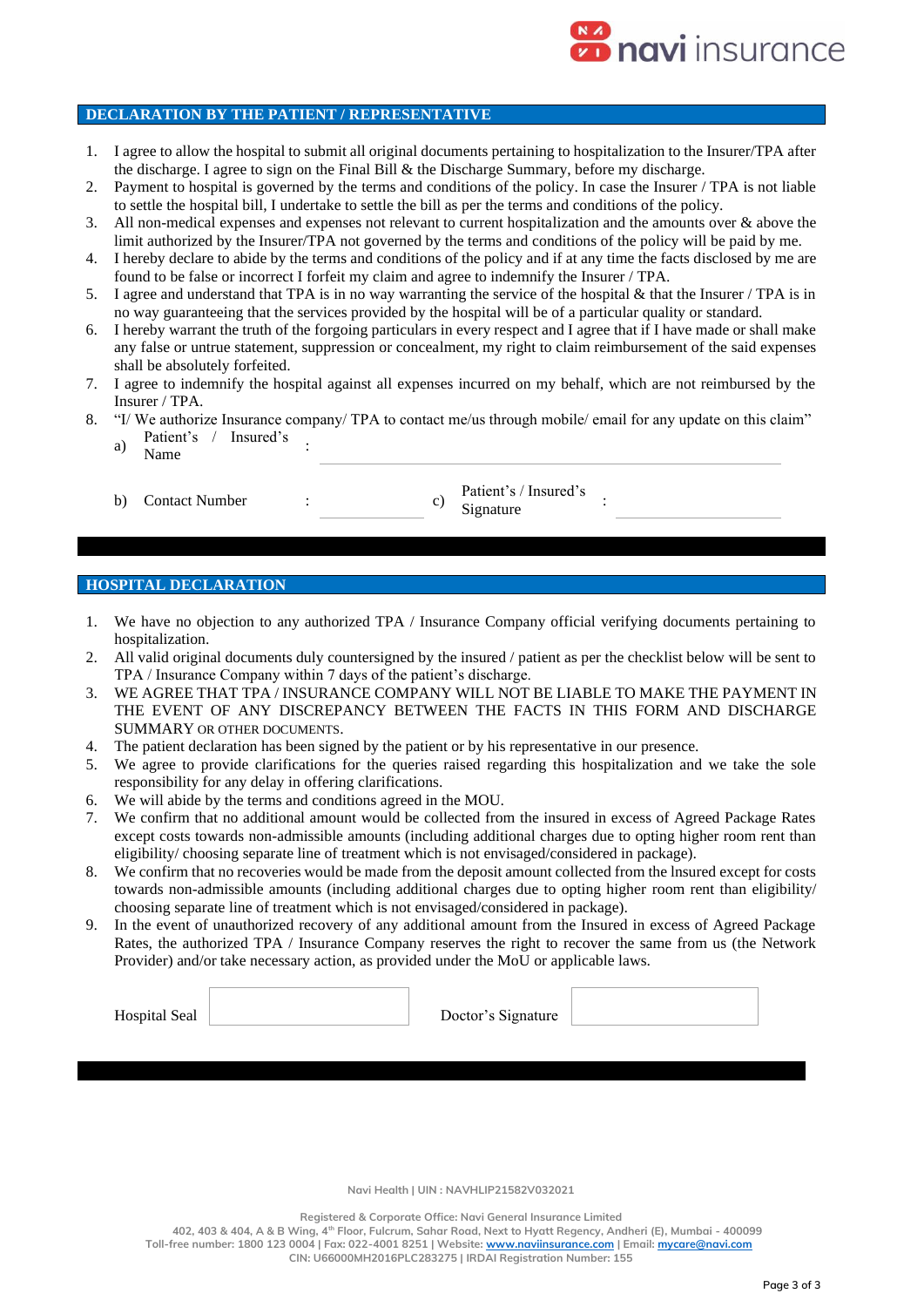## DECLARATION BY THE PATIENT / REPRESENTATIVE

1. I agree to allow the hospital to submit all original documents pertaining to hospitalization to the Insurer/TPA after the discharge. I agree to sign on the Final Bill & the Discharge Summary, before my discharge.
2. Payment to hospital is governed by the terms and conditions of the policy. In case the Insurer / TPA is not liable to settle the hospital bill, I undertake to settle the bill as per the terms and conditions of the policy.
3. All non-medical expenses and expenses not relevant to current hospitalization and the amounts over & above the limit authorized by the Insurer/TPA not governed by the terms and conditions of the policy will be paid by me.
4. I hereby declare to abide by the terms and conditions of the policy and if at any time the facts disclosed by me are found to be false or incorrect I forfeit my claim and agree to indemnify the Insurer / TPA.
5. I agree and understand that TPA is in no way warranting the service of the hospital & that the Insurer / TPA is in no way guaranteeing that the services provided by the hospital will be of a particular quality or standard.
6. I hereby warrant the truth of the forgoing particulars in every respect and I agree that if I have made or shall make any false or untrue statement, suppression or concealment, my right to claim reimbursement of the said expenses shall be absolutely forfeited.
7. I agree to indemnify the hospital against all expenses incurred on my behalf, which are not reimbursed by the Insurer / TPA.
8. "I/ We authorize Insurance company/ TPA to contact me/us through mobile/ email for any update on this claim"
   a) Patient's / Insured's Name : ____________________
   b) Contact Number : ____________ c) Patient's / Insured's Signature : ____________

## HOSPITAL DECLARATION

1. We have no objection to any authorized TPA / Insurance Company official verifying documents pertaining to hospitalization.
2. All valid original documents duly countersigned by the insured / patient as per the checklist below will be sent to TPA / Insurance Company within 7 days of the patient's discharge.
3. WE AGREE THAT TPA / INSURANCE COMPANY WILL NOT BE LIABLE TO MAKE THE PAYMENT IN THE EVENT OF ANY DISCREPANCY BETWEEN THE FACTS IN THIS FORM AND DISCHARGE SUMMARY OR OTHER DOCUMENTS.
4. The patient declaration has been signed by the patient or by his representative in our presence.
5. We agree to provide clarifications for the queries raised regarding this hospitalization and we take the sole responsibility for any delay in offering clarifications.
6. We will abide by the terms and conditions agreed in the MOU.
7. We confirm that no additional amount would be collected from the insured in excess of Agreed Package Rates except costs towards non-admissible amounts (including additional charges due to opting higher room rent than eligibility/ choosing separate line of treatment which is not envisaged/considered in package).
8. We confirm that no recoveries would be made from the deposit amount collected from the Insured except for costs towards non-admissible amounts (including additional charges due to opting higher room rent than eligibility/ choosing separate line of treatment which is not envisaged/considered in package).
9. In the event of unauthorized recovery of any additional amount from the Insured in excess of Agreed Package Rates, the authorized TPA / Insurance Company reserves the right to recover the same from us (the Network Provider) and/or take necessary action, as provided under the MoU or applicable laws.

Hospital Seal ____________ Doctor's Signature ____________

Navi Health | UIN : NAVHLIP21582V032021

Registered & Corporate Office: Navi General Insurance Limited
402, 403 & 404, A & B Wing, 4th Floor, Fulcrum, Sahar Road, Next to Hyatt Regency, Andheri (E), Mumbai - 400099
Toll-free number: 1800 123 0004 | Fax: 022-4001 8251 | Website: www.naviinsurance.com | Email: mycare@navi.com
CIN: U66000MH2016PLC283275 | IRDAI Registration Number: 155